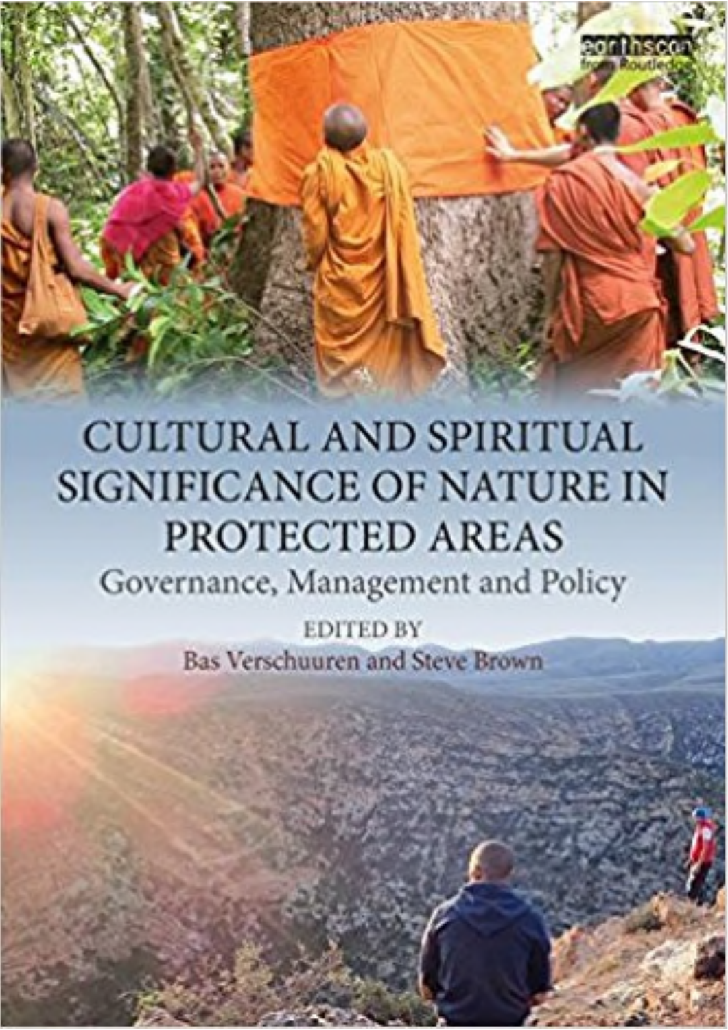# CULTURAL AND SPIRITUAL SIGNIFICANCE OF NATURE IN PROTECTED AREAS

## Governance, Management and Policy

EDITED BY

Bas Verschuuren and Steve Brown

earthscan from Routledge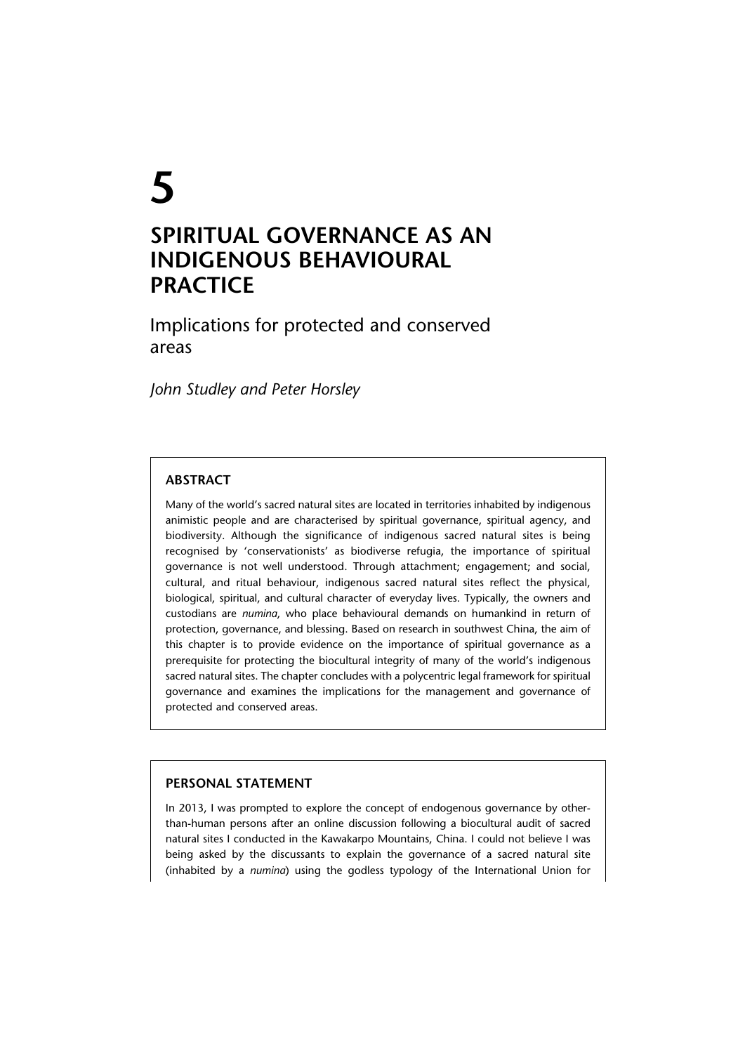# 5

# SPIRITUAL GOVERNANCE AS AN INDIGENOUS BEHAVIOURAL PRACTICE

## Implications for protected and conserved areas

*John Studley and Peter Horsley*

### ABSTRACT

Many of the world's sacred natural sites are located in territories inhabited by indigenous animistic people and are characterised by spiritual governance, spiritual agency, and biodiversity. Although the significance of indigenous sacred natural sites is being recognised by 'conservationists' as biodiverse refugia, the importance of spiritual governance is not well understood. Through attachment; engagement; and social, cultural, and ritual behaviour, indigenous sacred natural sites reflect the physical, biological, spiritual, and cultural character of everyday lives. Typically, the owners and custodians are *numina*, who place behavioural demands on humankind in return of protection, governance, and blessing. Based on research in southwest China, the aim of this chapter is to provide evidence on the importance of spiritual governance as a prerequisite for protecting the biocultural integrity of many of the world's indigenous sacred natural sites. The chapter concludes with a polycentric legal framework for spiritual governance and examines the implications for the management and governance of protected and conserved areas.

### PERSONAL STATEMENT

In 2013, I was prompted to explore the concept of endogenous governance by other-than-human persons after an online discussion following a biocultural audit of sacred natural sites I conducted in the Kawakarpo Mountains, China. I could not believe I was being asked by the discussants to explain the governance of a sacred natural site (inhabited by a *numina*) using the godless typology of the International Union for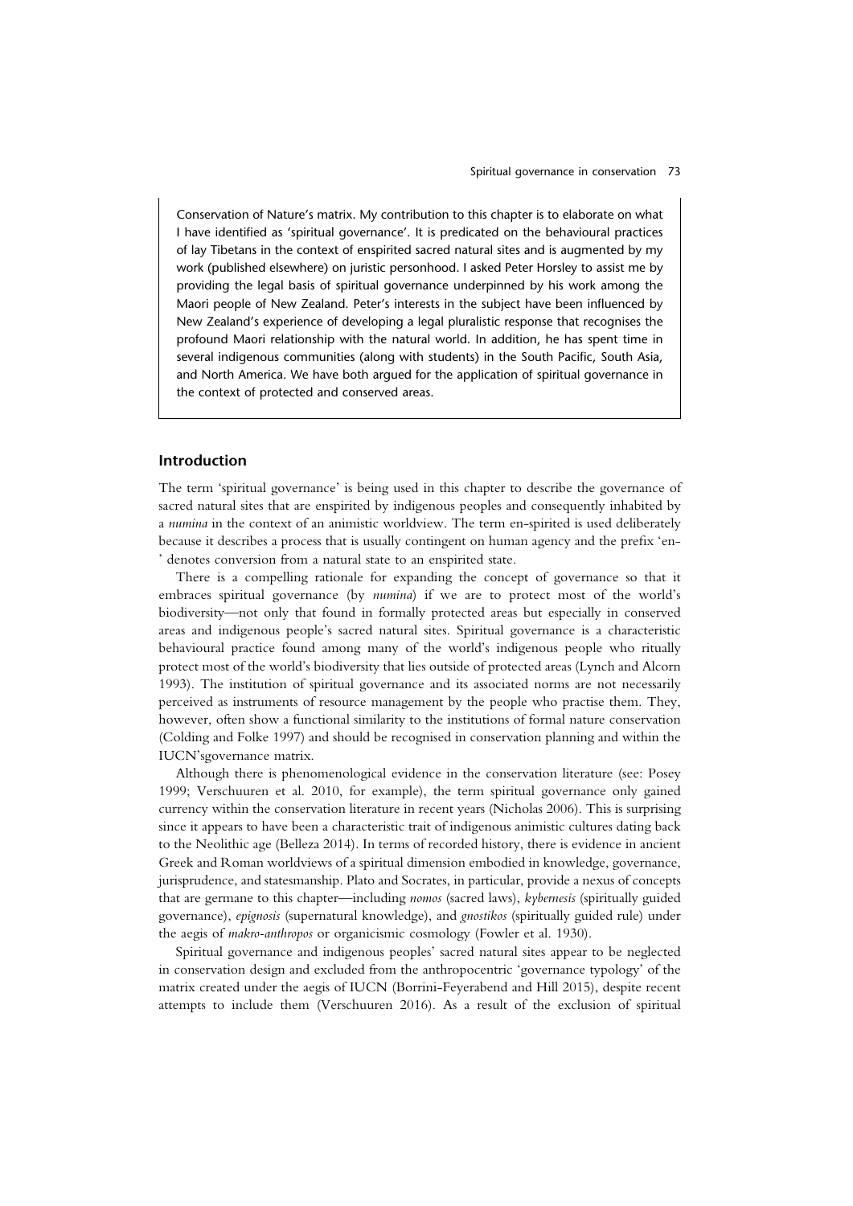Conservation of Nature's matrix. My contribution to this chapter is to elaborate on what I have identified as 'spiritual governance'. It is predicated on the behavioural practices of lay Tibetans in the context of enspirited sacred natural sites and is augmented by my work (published elsewhere) on juristic personhood. I asked Peter Horsley to assist me by providing the legal basis of spiritual governance underpinned by his work among the Maori people of New Zealand. Peter's interests in the subject have been influenced by New Zealand's experience of developing a legal pluralistic response that recognises the profound Maori relationship with the natural world. In addition, he has spent time in several indigenous communities (along with students) in the South Pacific, South Asia, and North America. We have both argued for the application of spiritual governance in the context of protected and conserved areas.

## Introduction

The term 'spiritual governance' is being used in this chapter to describe the governance of sacred natural sites that are enspirited by indigenous peoples and consequently inhabited by a *numina* in the context of an animistic worldview. The term en-spirited is used deliberately because it describes a process that is usually contingent on human agency and the prefix 'en-' denotes conversion from a natural state to an enspirited state.

There is a compelling rationale for expanding the concept of governance so that it embraces spiritual governance (by *numina*) if we are to protect most of the world's biodiversity—not only that found in formally protected areas but especially in conserved areas and indigenous people's sacred natural sites. Spiritual governance is a characteristic behavioural practice found among many of the world's indigenous people who ritually protect most of the world's biodiversity that lies outside of protected areas (Lynch and Alcorn 1993). The institution of spiritual governance and its associated norms are not necessarily perceived as instruments of resource management by the people who practise them. They, however, often show a functional similarity to the institutions of formal nature conservation (Colding and Folke 1997) and should be recognised in conservation planning and within the IUCN'sgovernance matrix.

Although there is phenomenological evidence in the conservation literature (see: Posey 1999; Verschuuren et al. 2010, for example), the term spiritual governance only gained currency within the conservation literature in recent years (Nicholas 2006). This is surprising since it appears to have been a characteristic trait of indigenous animistic cultures dating back to the Neolithic age (Belleza 2014). In terms of recorded history, there is evidence in ancient Greek and Roman worldviews of a spiritual dimension embodied in knowledge, governance, jurisprudence, and statesmanship. Plato and Socrates, in particular, provide a nexus of concepts that are germane to this chapter—including *nomos* (sacred laws), *kybernesis* (spiritually guided governance), *epignosis* (supernatural knowledge), and *gnostikos* (spiritually guided rule) under the aegis of *makro-anthropos* or organicismic cosmology (Fowler et al. 1930).

Spiritual governance and indigenous peoples' sacred natural sites appear to be neglected in conservation design and excluded from the anthropocentric 'governance typology' of the matrix created under the aegis of IUCN (Borrini-Feyerabend and Hill 2015), despite recent attempts to include them (Verschuuren 2016). As a result of the exclusion of spiritual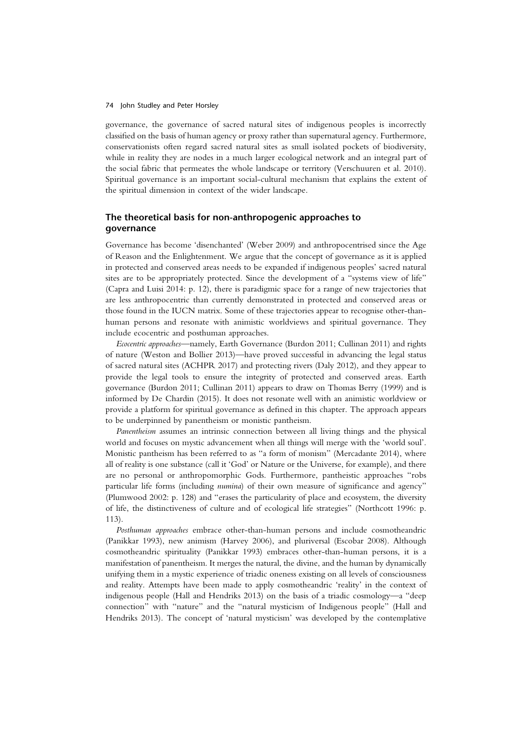governance, the governance of sacred natural sites of indigenous peoples is incorrectly classified on the basis of human agency or proxy rather than supernatural agency. Furthermore, conservationists often regard sacred natural sites as small isolated pockets of biodiversity, while in reality they are nodes in a much larger ecological network and an integral part of the social fabric that permeates the whole landscape or territory (Verschuuren et al. 2010). Spiritual governance is an important social-cultural mechanism that explains the extent of the spiritual dimension in context of the wider landscape.

## The theoretical basis for non-anthropogenic approaches to governance

Governance has become 'disenchanted' (Weber 2009) and anthropocentrised since the Age of Reason and the Enlightenment. We argue that the concept of governance as it is applied in protected and conserved areas needs to be expanded if indigenous peoples' sacred natural sites are to be appropriately protected. Since the development of a "systems view of life" (Capra and Luisi 2014: p. 12), there is paradigmic space for a range of new trajectories that are less anthropocentric than currently demonstrated in protected and conserved areas or those found in the IUCN matrix. Some of these trajectories appear to recognise other-than-human persons and resonate with animistic worldviews and spiritual governance. They include ecocentric and posthuman approaches.

*Ecocentric approaches*—namely, Earth Governance (Burdon 2011; Cullinan 2011) and rights of nature (Weston and Bollier 2013)—have proved successful in advancing the legal status of sacred natural sites (ACHPR 2017) and protecting rivers (Daly 2012), and they appear to provide the legal tools to ensure the integrity of protected and conserved areas. Earth governance (Burdon 2011; Cullinan 2011) appears to draw on Thomas Berry (1999) and is informed by De Chardin (2015). It does not resonate well with an animistic worldview or provide a platform for spiritual governance as defined in this chapter. The approach appears to be underpinned by panentheism or monistic pantheism.

*Panentheism* assumes an intrinsic connection between all living things and the physical world and focuses on mystic advancement when all things will merge with the 'world soul'. Monistic pantheism has been referred to as "a form of monism" (Mercadante 2014), where all of reality is one substance (call it 'God' or Nature or the Universe, for example), and there are no personal or anthropomorphic Gods. Furthermore, pantheistic approaches "robs particular life forms (including *numina*) of their own measure of significance and agency" (Plumwood 2002: p. 128) and "erases the particularity of place and ecosystem, the diversity of life, the distinctiveness of culture and of ecological life strategies" (Northcott 1996: p. 113).

*Posthuman approaches* embrace other-than-human persons and include cosmotheandric (Panikkar 1993), new animism (Harvey 2006), and pluriversal (Escobar 2008). Although cosmotheandric spirituality (Panikkar 1993) embraces other-than-human persons, it is a manifestation of panentheism. It merges the natural, the divine, and the human by dynamically unifying them in a mystic experience of triadic oneness existing on all levels of consciousness and reality. Attempts have been made to apply cosmotheandric 'reality' in the context of indigenous people (Hall and Hendriks 2013) on the basis of a triadic cosmology—a "deep connection" with "nature" and the "natural mysticism of Indigenous people" (Hall and Hendriks 2013). The concept of 'natural mysticism' was developed by the contemplative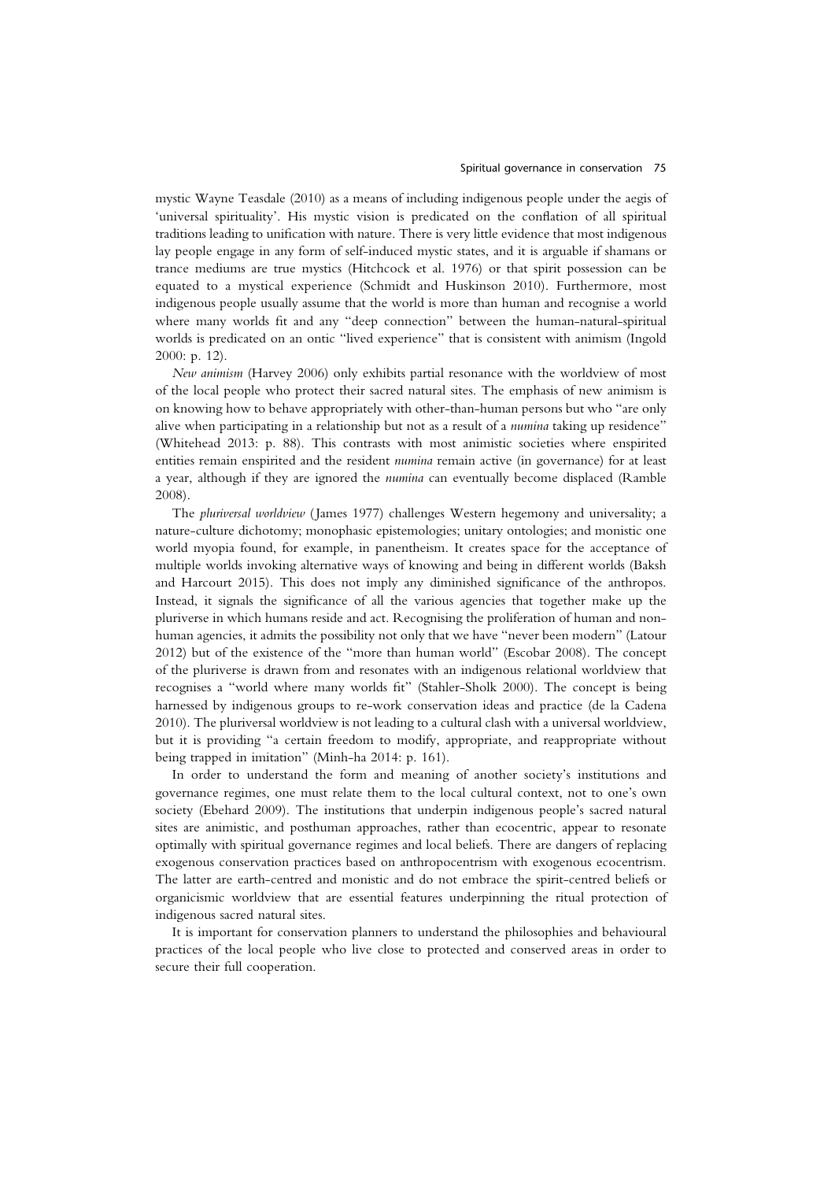mystic Wayne Teasdale (2010) as a means of including indigenous people under the aegis of 'universal spirituality'. His mystic vision is predicated on the conflation of all spiritual traditions leading to unification with nature. There is very little evidence that most indigenous lay people engage in any form of self-induced mystic states, and it is arguable if shamans or trance mediums are true mystics (Hitchcock et al. 1976) or that spirit possession can be equated to a mystical experience (Schmidt and Huskinson 2010). Furthermore, most indigenous people usually assume that the world is more than human and recognise a world where many worlds fit and any "deep connection" between the human-natural-spiritual worlds is predicated on an ontic "lived experience" that is consistent with animism (Ingold 2000: p. 12).

*New animism* (Harvey 2006) only exhibits partial resonance with the worldview of most of the local people who protect their sacred natural sites. The emphasis of new animism is on knowing how to behave appropriately with other-than-human persons but who "are only alive when participating in a relationship but not as a result of a *numina* taking up residence" (Whitehead 2013: p. 88). This contrasts with most animistic societies where enspirited entities remain enspirited and the resident *numina* remain active (in governance) for at least a year, although if they are ignored the *numina* can eventually become displaced (Ramble 2008).

The *pluriversal worldview* (James 1977) challenges Western hegemony and universality; a nature-culture dichotomy; monophasic epistemologies; unitary ontologies; and monistic one world myopia found, for example, in panentheism. It creates space for the acceptance of multiple worlds invoking alternative ways of knowing and being in different worlds (Baksh and Harcourt 2015). This does not imply any diminished significance of the anthropos. Instead, it signals the significance of all the various agencies that together make up the pluriverse in which humans reside and act. Recognising the proliferation of human and non-human agencies, it admits the possibility not only that we have "never been modern" (Latour 2012) but of the existence of the "more than human world" (Escobar 2008). The concept of the pluriverse is drawn from and resonates with an indigenous relational worldview that recognises a "world where many worlds fit" (Stahler-Sholk 2000). The concept is being harnessed by indigenous groups to re-work conservation ideas and practice (de la Cadena 2010). The pluriversal worldview is not leading to a cultural clash with a universal worldview, but it is providing "a certain freedom to modify, appropriate, and reappropriate without being trapped in imitation" (Minh-ha 2014: p. 161).

In order to understand the form and meaning of another society's institutions and governance regimes, one must relate them to the local cultural context, not to one's own society (Ebehard 2009). The institutions that underpin indigenous people's sacred natural sites are animistic, and posthuman approaches, rather than ecocentric, appear to resonate optimally with spiritual governance regimes and local beliefs. There are dangers of replacing exogenous conservation practices based on anthropocentrism with exogenous ecocentrism. The latter are earth-centred and monistic and do not embrace the spirit-centred beliefs or organicismic worldview that are essential features underpinning the ritual protection of indigenous sacred natural sites.

It is important for conservation planners to understand the philosophies and behavioural practices of the local people who live close to protected and conserved areas in order to secure their full cooperation.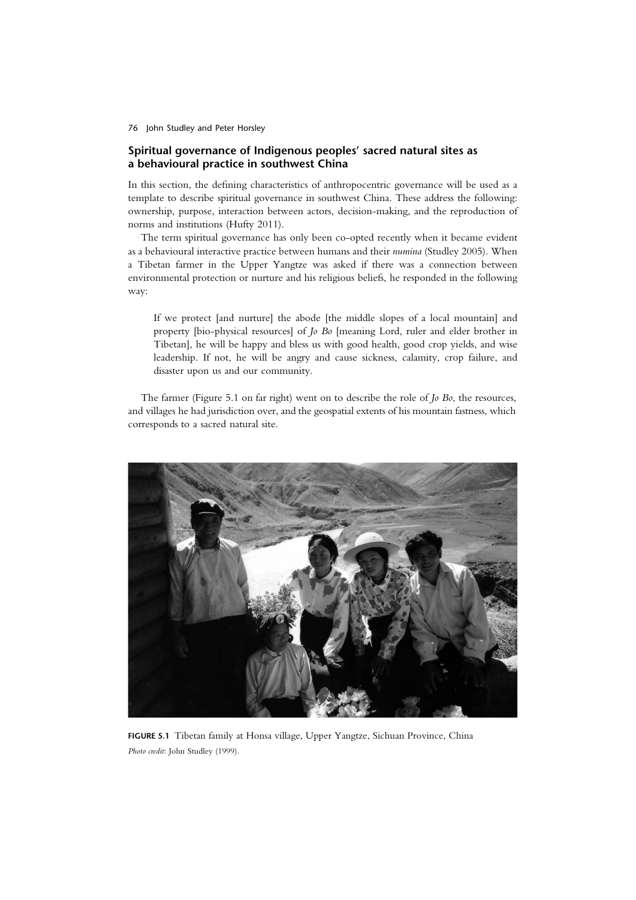## Spiritual governance of Indigenous peoples' sacred natural sites as a behavioural practice in southwest China

In this section, the defining characteristics of anthropocentric governance will be used as a template to describe spiritual governance in southwest China. These address the following: ownership, purpose, interaction between actors, decision-making, and the reproduction of norms and institutions (Hufty 2011).

The term spiritual governance has only been co-opted recently when it became evident as a behavioural interactive practice between humans and their *numina* (Studley 2005). When a Tibetan farmer in the Upper Yangtze was asked if there was a connection between environmental protection or nurture and his religious beliefs, he responded in the following way:

> If we protect [and nurture] the abode [the middle slopes of a local mountain] and property [bio-physical resources] of *Jo Bo* [meaning Lord, ruler and elder brother in Tibetan], he will be happy and bless us with good health, good crop yields, and wise leadership. If not, he will be angry and cause sickness, calamity, crop failure, and disaster upon us and our community.

The farmer (Figure 5.1 on far right) went on to describe the role of *Jo Bo*, the resources, and villages he had jurisdiction over, and the geospatial extents of his mountain fastness, which corresponds to a sacred natural site.

**FIGURE 5.1** Tibetan family at Honsa village, Upper Yangtze, Sichuan Province, China
*Photo credit*: John Studley (1999).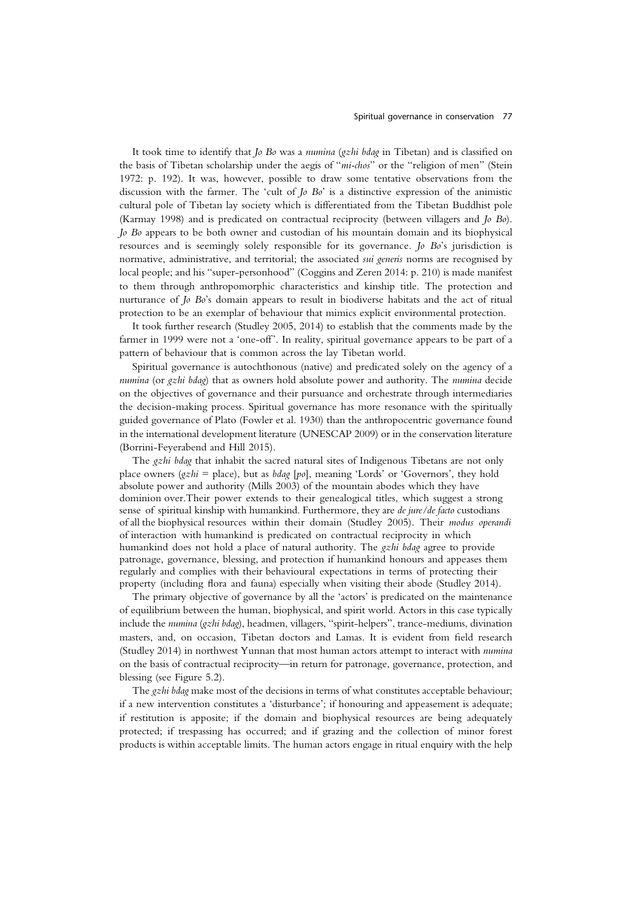It took time to identify that *Jo Bo* was a *numina* (*gzhi bdag* in Tibetan) and is classified on the basis of Tibetan scholarship under the aegis of "*mi-chos*" or the "religion of men" (Stein 1972: p. 192). It was, however, possible to draw some tentative observations from the discussion with the farmer. The 'cult of *Jo Bo*' is a distinctive expression of the animistic cultural pole of Tibetan lay society which is differentiated from the Tibetan Buddhist pole (Karmay 1998) and is predicated on contractual reciprocity (between villagers and *Jo Bo*). *Jo Bo* appears to be both owner and custodian of his mountain domain and its biophysical resources and is seemingly solely responsible for its governance. *Jo Bo*'s jurisdiction is normative, administrative, and territorial; the associated *sui generis* norms are recognised by local people; and his "super-personhood" (Coggins and Zeren 2014: p. 210) is made manifest to them through anthropomorphic characteristics and kinship title. The protection and nurturance of *Jo Bo*'s domain appears to result in biodiverse habitats and the act of ritual protection to be an exemplar of behaviour that mimics explicit environmental protection.

It took further research (Studley 2005, 2014) to establish that the comments made by the farmer in 1999 were not a 'one-off'. In reality, spiritual governance appears to be part of a pattern of behaviour that is common across the lay Tibetan world.

Spiritual governance is autochthonous (native) and predicated solely on the agency of a *numina* (or *gzhi bdag*) that as owners hold absolute power and authority. The *numina* decide on the objectives of governance and their pursuance and orchestrate through intermediaries the decision-making process. Spiritual governance has more resonance with the spiritually guided governance of Plato (Fowler et al. 1930) than the anthropocentric governance found in the international development literature (UNESCAP 2009) or in the conservation literature (Borrini-Feyerabend and Hill 2015).

The *gzhi bdag* that inhabit the sacred natural sites of Indigenous Tibetans are not only place owners (*gzhi* = place), but as *bdag* [*po*], meaning 'Lords' or 'Governors', they hold absolute power and authority (Mills 2003) of the mountain abodes which they have dominion over. Their power extends to their genealogical titles, which suggest a strong sense of spiritual kinship with humankind. Furthermore, they are *de jure/de facto* custodians of all the biophysical resources within their domain (Studley 2005). Their *modus operandi* of interaction with humankind is predicated on contractual reciprocity in which humankind does not hold a place of natural authority. The *gzhi bdag* agree to provide patronage, governance, blessing, and protection if humankind honours and appeases them regularly and complies with their behavioural expectations in terms of protecting their property (including flora and fauna) especially when visiting their abode (Studley 2014).

The primary objective of governance by all the 'actors' is predicated on the maintenance of equilibrium between the human, biophysical, and spirit world. Actors in this case typically include the *numina* (*gzhi bdag*), headmen, villagers, "spirit-helpers", trance-mediums, divination masters, and, on occasion, Tibetan doctors and Lamas. It is evident from field research (Studley 2014) in northwest Yunnan that most human actors attempt to interact with *numina* on the basis of contractual reciprocity—in return for patronage, governance, protection, and blessing (see Figure 5.2).

The *gzhi bdag* make most of the decisions in terms of what constitutes acceptable behaviour; if a new intervention constitutes a 'disturbance'; if honouring and appeasement is adequate; if restitution is apposite; if the domain and biophysical resources are being adequately protected; if trespassing has occurred; and if grazing and the collection of minor forest products is within acceptable limits. The human actors engage in ritual enquiry with the help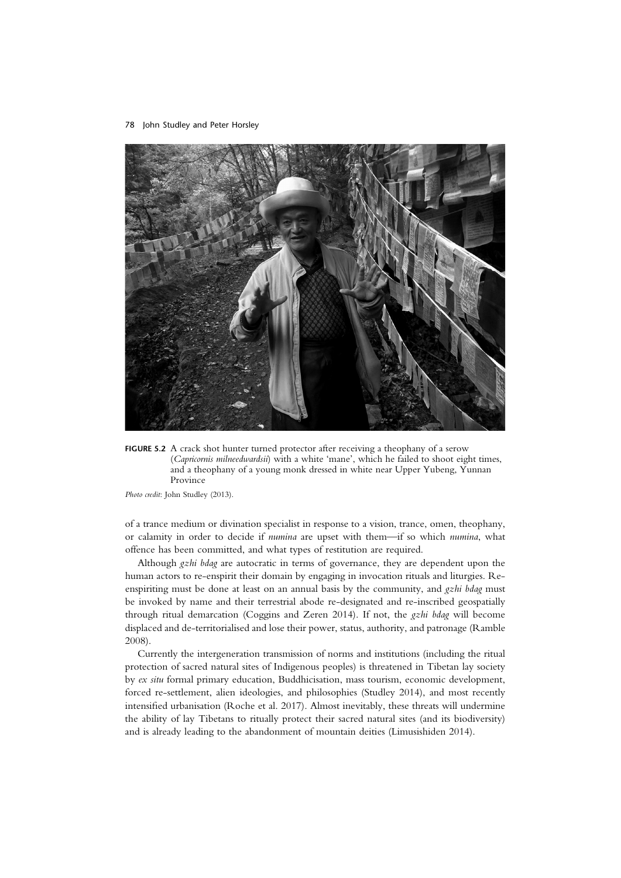**FIGURE 5.2** A crack shot hunter turned protector after receiving a theophany of a serow (*Capricornis milneedwardsii*) with a white 'mane', which he failed to shoot eight times, and a theophany of a young monk dressed in white near Upper Yubeng, Yunnan Province

*Photo credit*: John Studley (2013).

of a trance medium or divination specialist in response to a vision, trance, omen, theophany, or calamity in order to decide if *numina* are upset with them—if so which *numina*, what offence has been committed, and what types of restitution are required.

Although *gzhi bdag* are autocratic in terms of governance, they are dependent upon the human actors to re-enspirit their domain by engaging in invocation rituals and liturgies. Re-enspiriting must be done at least on an annual basis by the community, and *gzhi bdag* must be invoked by name and their terrestrial abode re-designated and re-inscribed geospatially through ritual demarcation (Coggins and Zeren 2014). If not, the *gzhi bdag* will become displaced and de-territorialised and lose their power, status, authority, and patronage (Ramble 2008).

Currently the intergeneration transmission of norms and institutions (including the ritual protection of sacred natural sites of Indigenous peoples) is threatened in Tibetan lay society by *ex situ* formal primary education, Buddhicisation, mass tourism, economic development, forced re-settlement, alien ideologies, and philosophies (Studley 2014), and most recently intensified urbanisation (Roche et al. 2017). Almost inevitably, these threats will undermine the ability of lay Tibetans to ritually protect their sacred natural sites (and its biodiversity) and is already leading to the abandonment of mountain deities (Limusishiden 2014).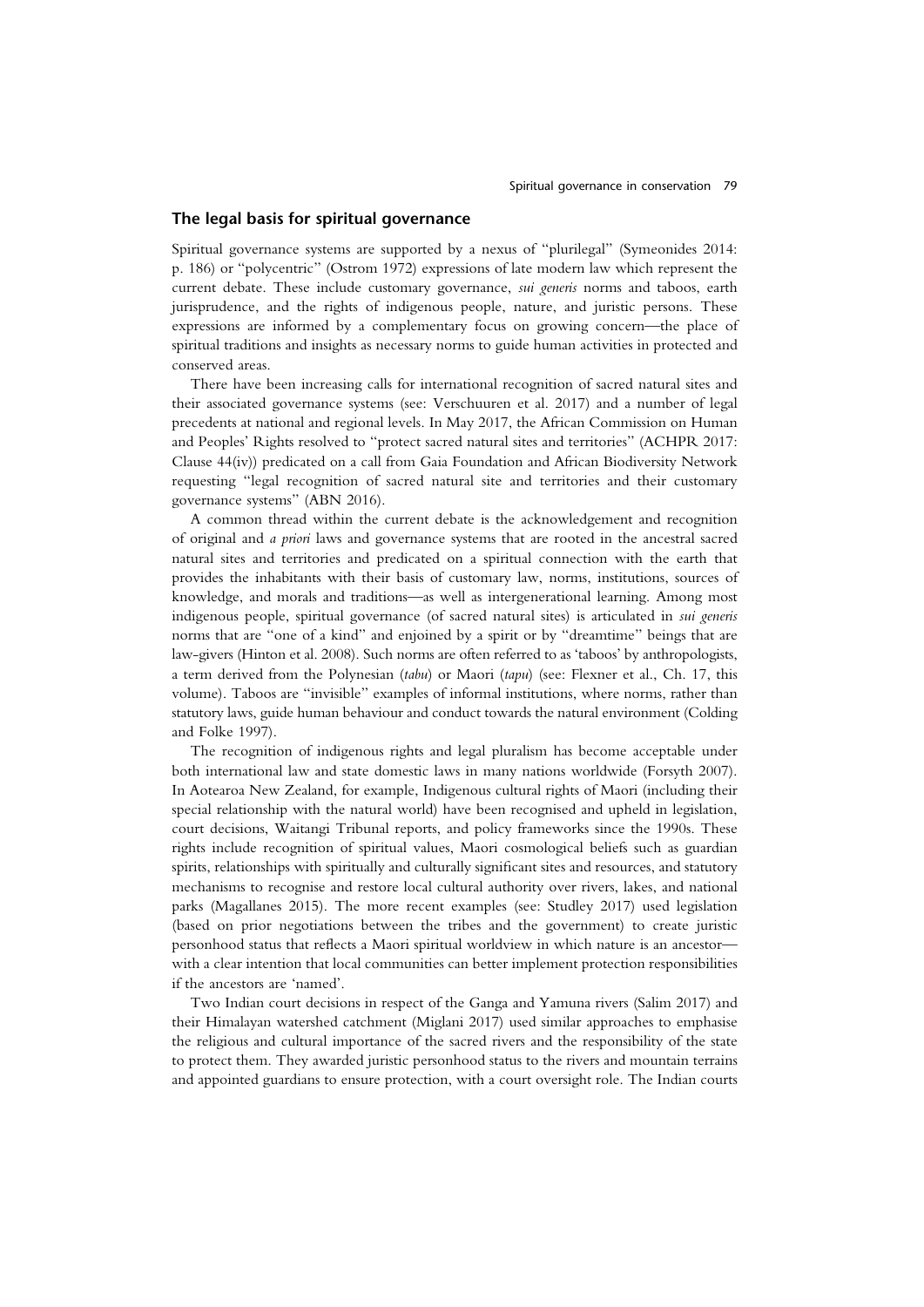## The legal basis for spiritual governance

Spiritual governance systems are supported by a nexus of "plurilegal" (Symeonides 2014: p. 186) or "polycentric" (Ostrom 1972) expressions of late modern law which represent the current debate. These include customary governance, *sui generis* norms and taboos, earth jurisprudence, and the rights of indigenous people, nature, and juristic persons. These expressions are informed by a complementary focus on growing concern—the place of spiritual traditions and insights as necessary norms to guide human activities in protected and conserved areas.

There have been increasing calls for international recognition of sacred natural sites and their associated governance systems (see: Verschuuren et al. 2017) and a number of legal precedents at national and regional levels. In May 2017, the African Commission on Human and Peoples' Rights resolved to "protect sacred natural sites and territories" (ACHPR 2017: Clause 44(iv)) predicated on a call from Gaia Foundation and African Biodiversity Network requesting "legal recognition of sacred natural site and territories and their customary governance systems" (ABN 2016).

A common thread within the current debate is the acknowledgement and recognition of original and *a priori* laws and governance systems that are rooted in the ancestral sacred natural sites and territories and predicated on a spiritual connection with the earth that provides the inhabitants with their basis of customary law, norms, institutions, sources of knowledge, and morals and traditions—as well as intergenerational learning. Among most indigenous people, spiritual governance (of sacred natural sites) is articulated in *sui generis* norms that are "one of a kind" and enjoined by a spirit or by "dreamtime" beings that are law-givers (Hinton et al. 2008). Such norms are often referred to as 'taboos' by anthropologists, a term derived from the Polynesian (*tabu*) or Maori (*tapu*) (see: Flexner et al., Ch. 17, this volume). Taboos are "invisible" examples of informal institutions, where norms, rather than statutory laws, guide human behaviour and conduct towards the natural environment (Colding and Folke 1997).

The recognition of indigenous rights and legal pluralism has become acceptable under both international law and state domestic laws in many nations worldwide (Forsyth 2007). In Aotearoa New Zealand, for example, Indigenous cultural rights of Maori (including their special relationship with the natural world) have been recognised and upheld in legislation, court decisions, Waitangi Tribunal reports, and policy frameworks since the 1990s. These rights include recognition of spiritual values, Maori cosmological beliefs such as guardian spirits, relationships with spiritually and culturally significant sites and resources, and statutory mechanisms to recognise and restore local cultural authority over rivers, lakes, and national parks (Magallanes 2015). The more recent examples (see: Studley 2017) used legislation (based on prior negotiations between the tribes and the government) to create juristic personhood status that reflects a Maori spiritual worldview in which nature is an ancestor—with a clear intention that local communities can better implement protection responsibilities if the ancestors are 'named'.

Two Indian court decisions in respect of the Ganga and Yamuna rivers (Salim 2017) and their Himalayan watershed catchment (Miglani 2017) used similar approaches to emphasise the religious and cultural importance of the sacred rivers and the responsibility of the state to protect them. They awarded juristic personhood status to the rivers and mountain terrains and appointed guardians to ensure protection, with a court oversight role. The Indian courts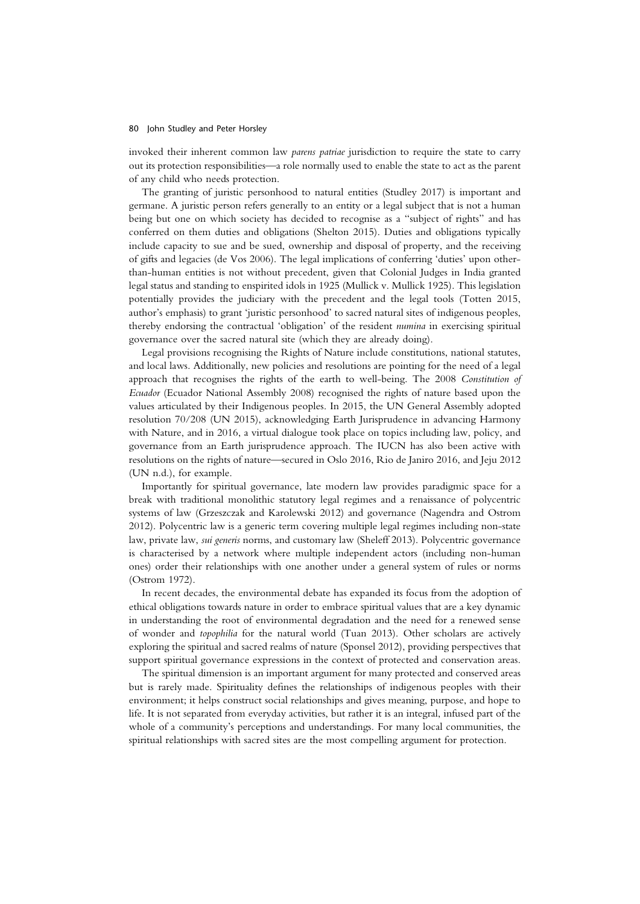invoked their inherent common law *parens patriae* jurisdiction to require the state to carry out its protection responsibilities—a role normally used to enable the state to act as the parent of any child who needs protection.

The granting of juristic personhood to natural entities (Studley 2017) is important and germane. A juristic person refers generally to an entity or a legal subject that is not a human being but one on which society has decided to recognise as a "subject of rights" and has conferred on them duties and obligations (Shelton 2015). Duties and obligations typically include capacity to sue and be sued, ownership and disposal of property, and the receiving of gifts and legacies (de Vos 2006). The legal implications of conferring 'duties' upon other-than-human entities is not without precedent, given that Colonial Judges in India granted legal status and standing to enspirited idols in 1925 (Mullick v. Mullick 1925). This legislation potentially provides the judiciary with the precedent and the legal tools (Totten 2015, author's emphasis) to grant 'juristic personhood' to sacred natural sites of indigenous peoples, thereby endorsing the contractual 'obligation' of the resident *numina* in exercising spiritual governance over the sacred natural site (which they are already doing).

Legal provisions recognising the Rights of Nature include constitutions, national statutes, and local laws. Additionally, new policies and resolutions are pointing for the need of a legal approach that recognises the rights of the earth to well-being. The 2008 *Constitution of Ecuador* (Ecuador National Assembly 2008) recognised the rights of nature based upon the values articulated by their Indigenous peoples. In 2015, the UN General Assembly adopted resolution 70/208 (UN 2015), acknowledging Earth Jurisprudence in advancing Harmony with Nature, and in 2016, a virtual dialogue took place on topics including law, policy, and governance from an Earth jurisprudence approach. The IUCN has also been active with resolutions on the rights of nature—secured in Oslo 2016, Rio de Janiro 2016, and Jeju 2012 (UN n.d.), for example.

Importantly for spiritual governance, late modern law provides paradigmic space for a break with traditional monolithic statutory legal regimes and a renaissance of polycentric systems of law (Grzeszczak and Karolewski 2012) and governance (Nagendra and Ostrom 2012). Polycentric law is a generic term covering multiple legal regimes including non-state law, private law, *sui generis* norms, and customary law (Sheleff 2013). Polycentric governance is characterised by a network where multiple independent actors (including non-human ones) order their relationships with one another under a general system of rules or norms (Ostrom 1972).

In recent decades, the environmental debate has expanded its focus from the adoption of ethical obligations towards nature in order to embrace spiritual values that are a key dynamic in understanding the root of environmental degradation and the need for a renewed sense of wonder and *topophilia* for the natural world (Tuan 2013). Other scholars are actively exploring the spiritual and sacred realms of nature (Sponsel 2012), providing perspectives that support spiritual governance expressions in the context of protected and conservation areas.

The spiritual dimension is an important argument for many protected and conserved areas but is rarely made. Spirituality defines the relationships of indigenous peoples with their environment; it helps construct social relationships and gives meaning, purpose, and hope to life. It is not separated from everyday activities, but rather it is an integral, infused part of the whole of a community's perceptions and understandings. For many local communities, the spiritual relationships with sacred sites are the most compelling argument for protection.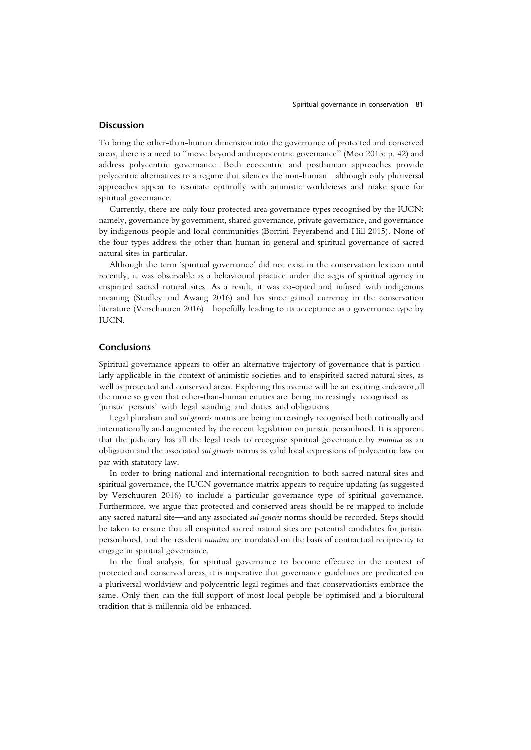## Discussion

To bring the other-than-human dimension into the governance of protected and conserved areas, there is a need to "move beyond anthropocentric governance" (Moo 2015: p. 42) and address polycentric governance. Both ecocentric and posthuman approaches provide polycentric alternatives to a regime that silences the non-human—although only pluriversal approaches appear to resonate optimally with animistic worldviews and make space for spiritual governance.

Currently, there are only four protected area governance types recognised by the IUCN: namely, governance by government, shared governance, private governance, and governance by indigenous people and local communities (Borrini-Feyerabend and Hill 2015). None of the four types address the other-than-human in general and spiritual governance of sacred natural sites in particular.

Although the term 'spiritual governance' did not exist in the conservation lexicon until recently, it was observable as a behavioural practice under the aegis of spiritual agency in enspirited sacred natural sites. As a result, it was co-opted and infused with indigenous meaning (Studley and Awang 2016) and has since gained currency in the conservation literature (Verschuuren 2016)—hopefully leading to its acceptance as a governance type by IUCN.

## Conclusions

Spiritual governance appears to offer an alternative trajectory of governance that is particularly applicable in the context of animistic societies and to enspirited sacred natural sites, as well as protected and conserved areas. Exploring this avenue will be an exciting endeavor,all the more so given that other-than-human entities are being increasingly recognised as 'juristic persons' with legal standing and duties and obligations.

Legal pluralism and *sui generis* norms are being increasingly recognised both nationally and internationally and augmented by the recent legislation on juristic personhood. It is apparent that the judiciary has all the legal tools to recognise spiritual governance by *numina* as an obligation and the associated *sui generis* norms as valid local expressions of polycentric law on par with statutory law.

In order to bring national and international recognition to both sacred natural sites and spiritual governance, the IUCN governance matrix appears to require updating (as suggested by Verschuuren 2016) to include a particular governance type of spiritual governance. Furthermore, we argue that protected and conserved areas should be re-mapped to include any sacred natural site—and any associated *sui generis* norms should be recorded. Steps should be taken to ensure that all enspirited sacred natural sites are potential candidates for juristic personhood, and the resident *numina* are mandated on the basis of contractual reciprocity to engage in spiritual governance.

In the final analysis, for spiritual governance to become effective in the context of protected and conserved areas, it is imperative that governance guidelines are predicated on a pluriversal worldview and polycentric legal regimes and that conservationists embrace the same. Only then can the full support of most local people be optimised and a biocultural tradition that is millennia old be enhanced.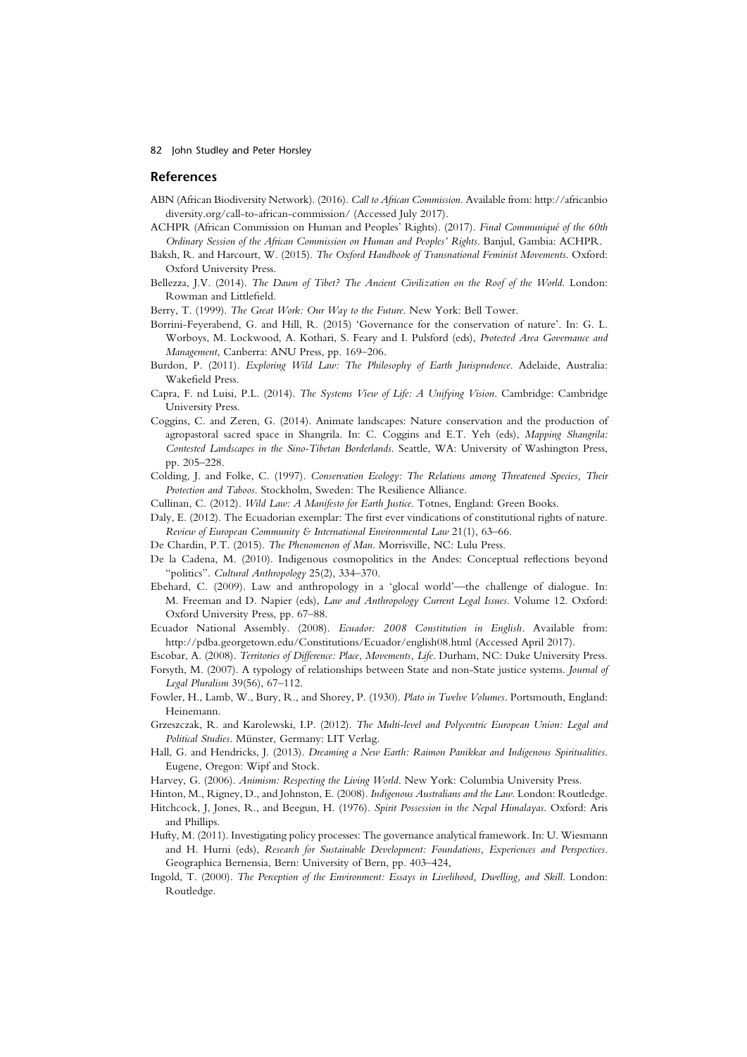## References

ABN (African Biodiversity Network). (2016). *Call to African Commission*. Available from: http://africanbiodiversity.org/call-to-african-commission/ (Accessed July 2017).

ACHPR (African Commission on Human and Peoples' Rights). (2017). *Final Communiqué of the 60th Ordinary Session of the African Commission on Human and Peoples' Rights*. Banjul, Gambia: ACHPR.

Baksh, R. and Harcourt, W. (2015). *The Oxford Handbook of Transnational Feminist Movements*. Oxford: Oxford University Press.

Bellezza, J.V. (2014). *The Dawn of Tibet? The Ancient Civilization on the Roof of the World*. London: Rowman and Littlefield.

Berry, T. (1999). *The Great Work: Our Way to the Future*. New York: Bell Tower.

Borrini-Feyerabend, G. and Hill, R. (2015) 'Governance for the conservation of nature'. In: G. L. Worboys, M. Lockwood, A. Kothari, S. Feary and I. Pulsford (eds), *Protected Area Governance and Management*, Canberra: ANU Press, pp. 169–206.

Burdon, P. (2011). *Exploring Wild Law: The Philosophy of Earth Jurisprudence*. Adelaide, Australia: Wakefield Press.

Capra, F. nd Luisi, P.L. (2014). *The Systems View of Life: A Unifying Vision*. Cambridge: Cambridge University Press.

Coggins, C. and Zeren, G. (2014). Animate landscapes: Nature conservation and the production of agropastoral sacred space in Shangrila. In: C. Coggins and E.T. Yeh (eds), *Mapping Shangrila: Contested Landscapes in the Sino-Tibetan Borderlands*. Seattle, WA: University of Washington Press, pp. 205–228.

Colding, J. and Folke, C. (1997). *Conservation Ecology: The Relations among Threatened Species, Their Protection and Taboos*. Stockholm, Sweden: The Resilience Alliance.

Cullinan, C. (2012). *Wild Law: A Manifesto for Earth Justice*. Totnes, England: Green Books.

Daly, E. (2012). The Ecuadorian exemplar: The first ever vindications of constitutional rights of nature. *Review of European Community & International Environmental Law* 21(1), 63–66.

De Chardin, P.T. (2015). *The Phenomenon of Man*. Morrisville, NC: Lulu Press.

De la Cadena, M. (2010). Indigenous cosmopolitics in the Andes: Conceptual reflections beyond "politics". *Cultural Anthropology* 25(2), 334–370.

Ebehard, C. (2009). Law and anthropology in a 'glocal world'—the challenge of dialogue. In: M. Freeman and D. Napier (eds), *Law and Anthropology Current Legal Issues*. Volume 12. Oxford: Oxford University Press, pp. 67–88.

Ecuador National Assembly. (2008). *Ecuador: 2008 Constitution in English*. Available from: http://pdba.georgetown.edu/Constitutions/Ecuador/english08.html (Accessed April 2017).

Escobar, A. (2008). *Territories of Difference: Place, Movements, Life*. Durham, NC: Duke University Press.

Forsyth, M. (2007). A typology of relationships between State and non-State justice systems. *Journal of Legal Pluralism* 39(56), 67–112.

Fowler, H., Lamb, W., Bury, R., and Shorey, P. (1930). *Plato in Twelve Volumes*. Portsmouth, England: Heinemann.

Grzeszczak, R. and Karolewski, I.P. (2012). *The Multi-level and Polycentric European Union: Legal and Political Studies*. Münster, Germany: LIT Verlag.

Hall, G. and Hendricks, J. (2013). *Dreaming a New Earth: Raimon Panikkar and Indigenous Spiritualities*. Eugene, Oregon: Wipf and Stock.

Harvey, G. (2006). *Animism: Respecting the Living World*. New York: Columbia University Press.

Hinton, M., Rigney, D., and Johnston, E. (2008). *Indigenous Australians and the Law*. London: Routledge.

Hitchcock, J, Jones, R., and Beegun, H. (1976). *Spirit Possession in the Nepal Himalayas*. Oxford: Aris and Phillips.

Hufty, M. (2011). Investigating policy processes: The governance analytical framework. In: U. Wiesmann and H. Hurni (eds), *Research for Sustainable Development: Foundations, Experiences and Perspectives*. Geographica Bernensia, Bern: University of Bern, pp. 403–424,

Ingold, T. (2000). *The Perception of the Environment: Essays in Livelihood, Dwelling, and Skill*. London: Routledge.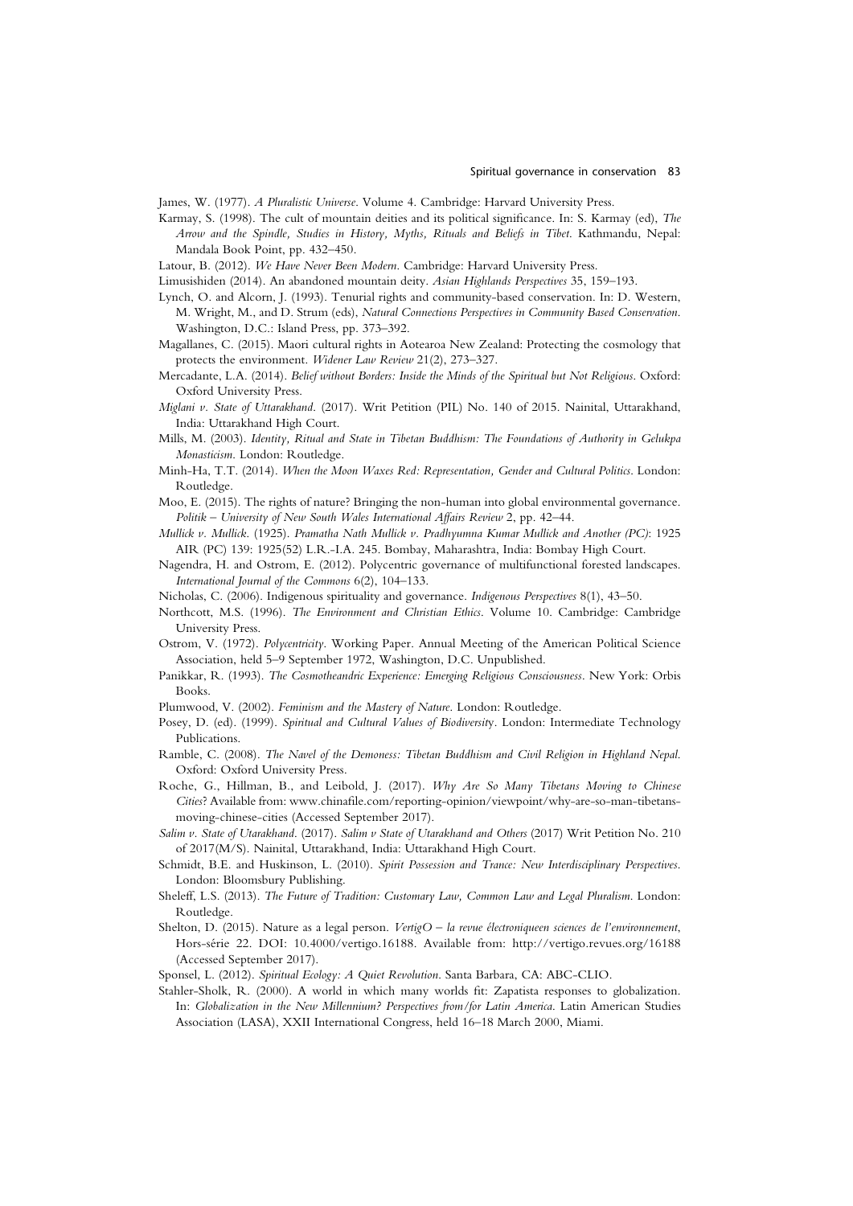James, W. (1977). *A Pluralistic Universe*. Volume 4. Cambridge: Harvard University Press.

Karmay, S. (1998). The cult of mountain deities and its political significance. In: S. Karmay (ed), *The Arrow and the Spindle, Studies in History, Myths, Rituals and Beliefs in Tibet*. Kathmandu, Nepal: Mandala Book Point, pp. 432–450.

Latour, B. (2012). *We Have Never Been Modern*. Cambridge: Harvard University Press.

Limusishiden (2014). An abandoned mountain deity. *Asian Highlands Perspectives* 35, 159–193.

Lynch, O. and Alcorn, J. (1993). Tenurial rights and community-based conservation. In: D. Western, M. Wright, M., and D. Strum (eds), *Natural Connections Perspectives in Community Based Conservation*. Washington, D.C.: Island Press, pp. 373–392.

Magallanes, C. (2015). Maori cultural rights in Aotearoa New Zealand: Protecting the cosmology that protects the environment. *Widener Law Review* 21(2), 273–327.

Mercadante, L.A. (2014). *Belief without Borders: Inside the Minds of the Spiritual but Not Religious*. Oxford: Oxford University Press.

*Miglani v. State of Uttarakhand*. (2017). Writ Petition (PIL) No. 140 of 2015. Nainital, Uttarakhand, India: Uttarakhand High Court.

Mills, M. (2003). *Identity, Ritual and State in Tibetan Buddhism: The Foundations of Authority in Gelukpa Monasticism*. London: Routledge.

Minh-Ha, T.T. (2014). *When the Moon Waxes Red: Representation, Gender and Cultural Politics*. London: Routledge.

Moo, E. (2015). The rights of nature? Bringing the non-human into global environmental governance. *Politik – University of New South Wales International Affairs Review* 2, pp. 42–44.

*Mullick v. Mullick*. (1925). *Pramatha Nath Mullick v. Pradhyumna Kumar Mullick and Another (PC)*: 1925 AIR (PC) 139: 1925(52) L.R.-I.A. 245. Bombay, Maharashtra, India: Bombay High Court.

Nagendra, H. and Ostrom, E. (2012). Polycentric governance of multifunctional forested landscapes. *International Journal of the Commons* 6(2), 104–133.

Nicholas, C. (2006). Indigenous spirituality and governance. *Indigenous Perspectives* 8(1), 43–50.

Northcott, M.S. (1996). *The Environment and Christian Ethics*. Volume 10. Cambridge: Cambridge University Press.

Ostrom, V. (1972). *Polycentricity*. Working Paper. Annual Meeting of the American Political Science Association, held 5–9 September 1972, Washington, D.C. Unpublished.

Panikkar, R. (1993). *The Cosmotheandric Experience: Emerging Religious Consciousness*. New York: Orbis Books.

Plumwood, V. (2002). *Feminism and the Mastery of Nature*. London: Routledge.

Posey, D. (ed). (1999). *Spiritual and Cultural Values of Biodiversity*. London: Intermediate Technology Publications.

Ramble, C. (2008). *The Navel of the Demoness: Tibetan Buddhism and Civil Religion in Highland Nepal*. Oxford: Oxford University Press.

Roche, G., Hillman, B., and Leibold, J. (2017). *Why Are So Many Tibetans Moving to Chinese Cities*? Available from: www.chinafile.com/reporting-opinion/viewpoint/why-are-so-man-tibetans-moving-chinese-cities (Accessed September 2017).

*Salim v. State of Utarakhand*. (2017). *Salim v State of Utarakhand and Others* (2017) Writ Petition No. 210 of 2017(M/S). Nainital, Uttarakhand, India: Uttarakhand High Court.

Schmidt, B.E. and Huskinson, L. (2010). *Spirit Possession and Trance: New Interdisciplinary Perspectives*. London: Bloomsbury Publishing.

Sheleff, L.S. (2013). *The Future of Tradition: Customary Law, Common Law and Legal Pluralism*. London: Routledge.

Shelton, D. (2015). Nature as a legal person. *VertigO – la revue électroniqueen sciences de l'environnement*, Hors-série 22. DOI: 10.4000/vertigo.16188. Available from: http://vertigo.revues.org/16188 (Accessed September 2017).

Sponsel, L. (2012). *Spiritual Ecology: A Quiet Revolution*. Santa Barbara, CA: ABC-CLIO.

Stahler-Sholk, R. (2000). A world in which many worlds fit: Zapatista responses to globalization. In: *Globalization in the New Millennium? Perspectives from/for Latin America*. Latin American Studies Association (LASA), XXII International Congress, held 16–18 March 2000, Miami.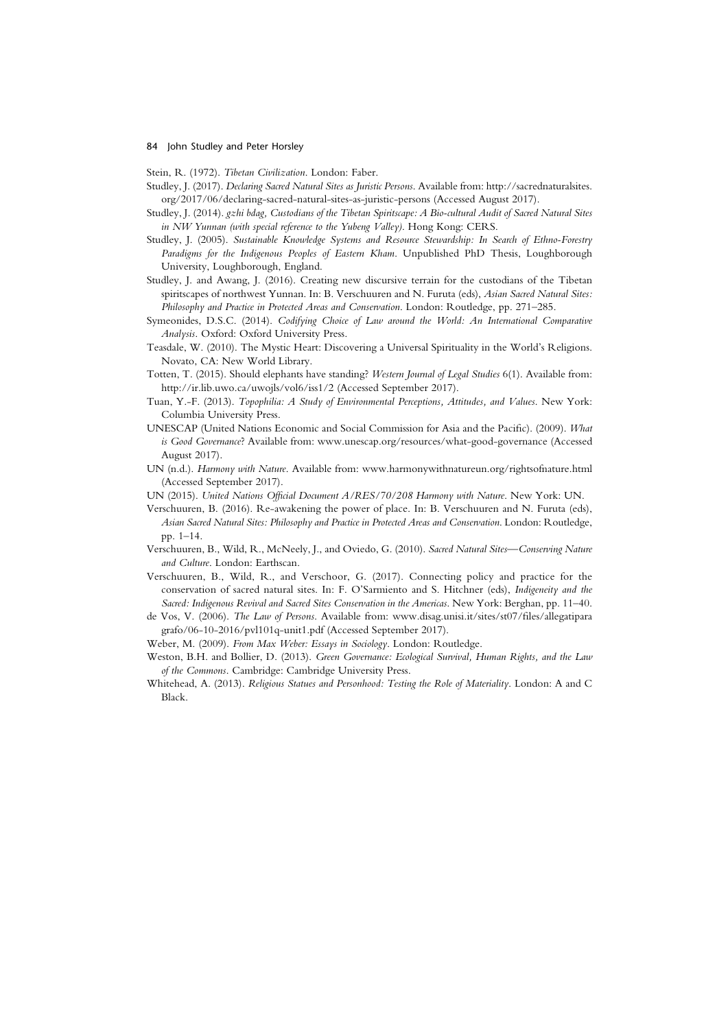Stein, R. (1972). *Tibetan Civilization*. London: Faber.

Studley, J. (2017). *Declaring Sacred Natural Sites as Juristic Persons*. Available from: http://sacrednaturalsites.org/2017/06/declaring-sacred-natural-sites-as-juristic-persons (Accessed August 2017).

Studley, J. (2014). *gzhi bdag, Custodians of the Tibetan Spiritscape: A Bio-cultural Audit of Sacred Natural Sites in NW Yunnan (with special reference to the Yubeng Valley)*. Hong Kong: CERS.

Studley, J. (2005). *Sustainable Knowledge Systems and Resource Stewardship: In Search of Ethno-Forestry Paradigms for the Indigenous Peoples of Eastern Kham*. Unpublished PhD Thesis, Loughborough University, Loughborough, England.

Studley, J. and Awang, J. (2016). Creating new discursive terrain for the custodians of the Tibetan spiritscapes of northwest Yunnan. In: B. Verschuuren and N. Furuta (eds), *Asian Sacred Natural Sites: Philosophy and Practice in Protected Areas and Conservation*. London: Routledge, pp. 271–285.

Symeonides, D.S.C. (2014). *Codifying Choice of Law around the World: An International Comparative Analysis*. Oxford: Oxford University Press.

Teasdale, W. (2010). The Mystic Heart: Discovering a Universal Spirituality in the World's Religions. Novato, CA: New World Library.

Totten, T. (2015). Should elephants have standing? *Western Journal of Legal Studies* 6(1). Available from: http://ir.lib.uwo.ca/uwojls/vol6/iss1/2 (Accessed September 2017).

Tuan, Y.-F. (2013). *Topophilia: A Study of Environmental Perceptions, Attitudes, and Values*. New York: Columbia University Press.

UNESCAP (United Nations Economic and Social Commission for Asia and the Pacific). (2009). *What is Good Governance*? Available from: www.unescap.org/resources/what-good-governance (Accessed August 2017).

UN (n.d.). *Harmony with Nature*. Available from: www.harmonywithnatureun.org/rightsofnature.html (Accessed September 2017).

UN (2015). *United Nations Official Document A/RES/70/208 Harmony with Nature*. New York: UN.

Verschuuren, B. (2016). Re-awakening the power of place. In: B. Verschuuren and N. Furuta (eds), *Asian Sacred Natural Sites: Philosophy and Practice in Protected Areas and Conservation*. London: Routledge, pp. 1–14.

Verschuuren, B., Wild, R., McNeely, J., and Oviedo, G. (2010). *Sacred Natural Sites—Conserving Nature and Culture*. London: Earthscan.

Verschuuren, B., Wild, R., and Verschoor, G. (2017). Connecting policy and practice for the conservation of sacred natural sites. In: F. O'Sarmiento and S. Hitchner (eds), *Indigeneity and the Sacred: Indigenous Revival and Sacred Sites Conservation in the Americas*. New York: Berghan, pp. 11–40.

de Vos, V. (2006). *The Law of Persons*. Available from: www.disag.unisi.it/sites/st07/files/allegatipara grafo/06-10-2016/pvl101q-unit1.pdf (Accessed September 2017).

Weber, M. (2009). *From Max Weber: Essays in Sociology*. London: Routledge.

Weston, B.H. and Bollier, D. (2013). *Green Governance: Ecological Survival, Human Rights, and the Law of the Commons*. Cambridge: Cambridge University Press.

Whitehead, A. (2013). *Religious Statues and Personhood: Testing the Role of Materiality*. London: A and C Black.